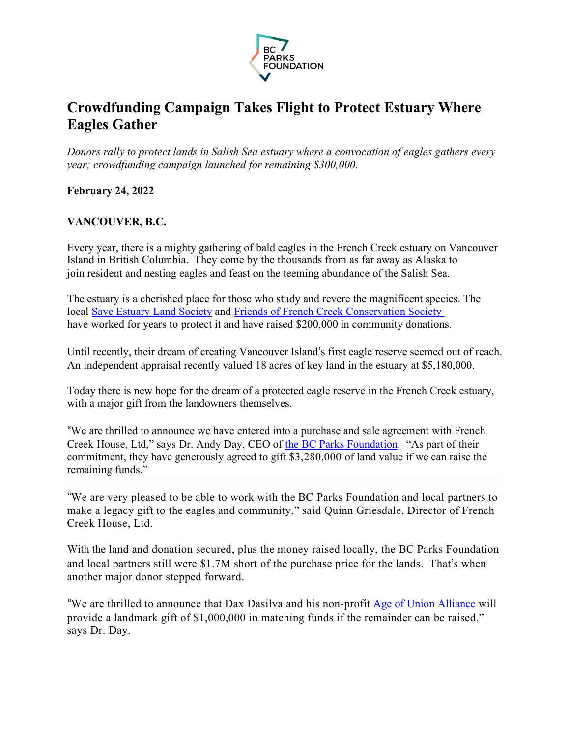BC PARKS FOUNDATION

# Crowdfunding Campaign Takes Flight to Protect Estuary Where Eagles Gather

*Donors rally to protect lands in Salish Sea estuary where a convocation of eagles gathers every year; crowdfunding campaign launched for remaining $300,000.*

**February 24, 2022**

**VANCOUVER, B.C.**

Every year, there is a mighty gathering of bald eagles in the French Creek estuary on Vancouver Island in British Columbia. They come by the thousands from as far away as Alaska to join resident and nesting eagles and feast on the teeming abundance of the Salish Sea.

The estuary is a cherished place for those who study and revere the magnificent species. The local Save Estuary Land Society and Friends of French Creek Conservation Society have worked for years to protect it and have raised $200,000 in community donations.

Until recently, their dream of creating Vancouver Island's first eagle reserve seemed out of reach. An independent appraisal recently valued 18 acres of key land in the estuary at $5,180,000.

Today there is new hope for the dream of a protected eagle reserve in the French Creek estuary, with a major gift from the landowners themselves.

"We are thrilled to announce we have entered into a purchase and sale agreement with French Creek House, Ltd," says Dr. Andy Day, CEO of the BC Parks Foundation. "As part of their commitment, they have generously agreed to gift $3,280,000 of land value if we can raise the remaining funds."

"We are very pleased to be able to work with the BC Parks Foundation and local partners to make a legacy gift to the eagles and community," said Quinn Griesdale, Director of French Creek House, Ltd.

With the land and donation secured, plus the money raised locally, the BC Parks Foundation and local partners still were $1.7M short of the purchase price for the lands. That's when another major donor stepped forward.

"We are thrilled to announce that Dax Dasilva and his non-profit Age of Union Alliance will provide a landmark gift of $1,000,000 in matching funds if the remainder can be raised," says Dr. Day.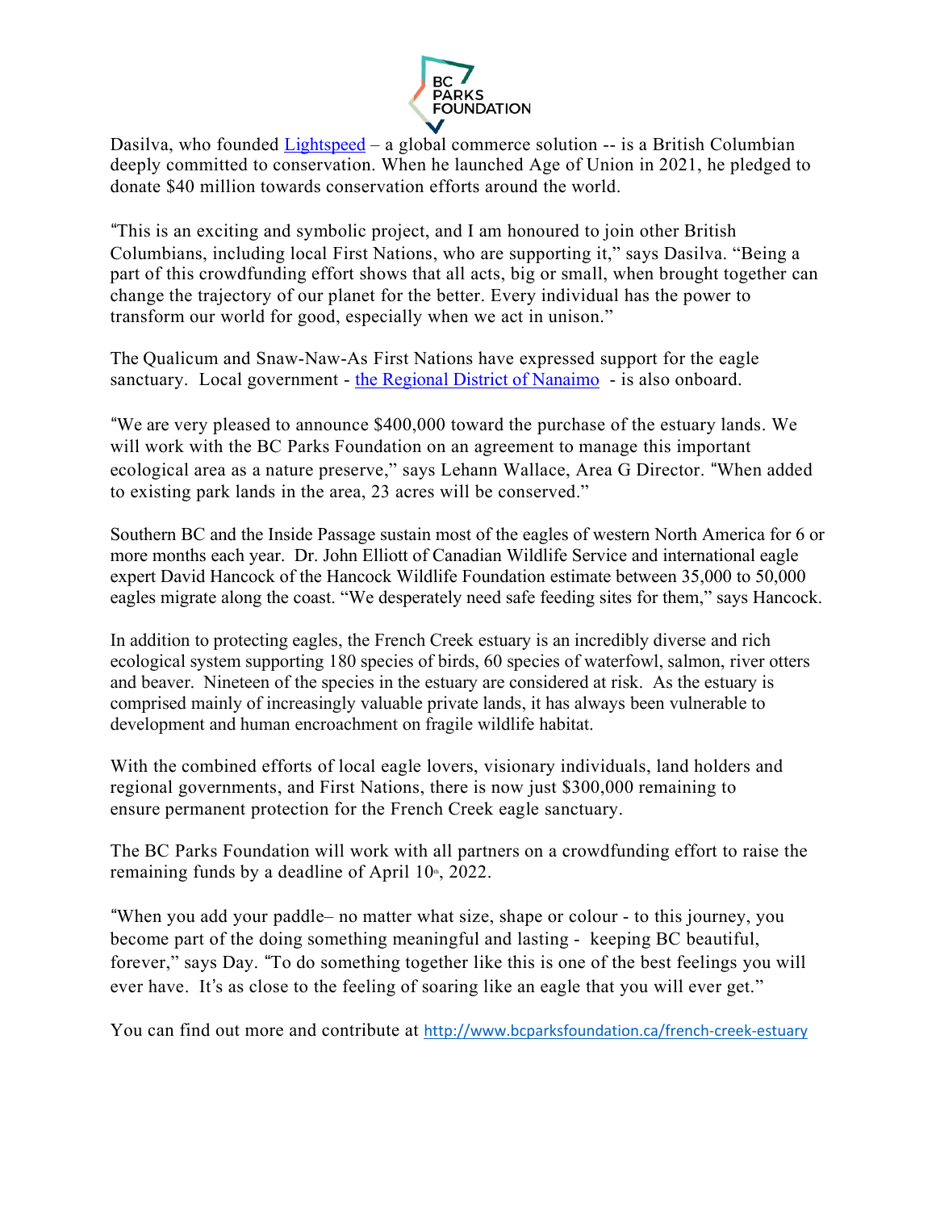Dasilva, who founded Lightspeed – a global commerce solution -- is a British Columbian deeply committed to conservation. When he launched Age of Union in 2021, he pledged to donate $40 million towards conservation efforts around the world.

"This is an exciting and symbolic project, and I am honoured to join other British Columbians, including local First Nations, who are supporting it," says Dasilva. "Being a part of this crowdfunding effort shows that all acts, big or small, when brought together can change the trajectory of our planet for the better. Every individual has the power to transform our world for good, especially when we act in unison."

The Qualicum and Snaw-Naw-As First Nations have expressed support for the eagle sanctuary. Local government - the Regional District of Nanaimo - is also onboard.

"We are very pleased to announce $400,000 toward the purchase of the estuary lands. We will work with the BC Parks Foundation on an agreement to manage this important ecological area as a nature preserve," says Lehann Wallace, Area G Director. "When added to existing park lands in the area, 23 acres will be conserved."

Southern BC and the Inside Passage sustain most of the eagles of western North America for 6 or more months each year. Dr. John Elliott of Canadian Wildlife Service and international eagle expert David Hancock of the Hancock Wildlife Foundation estimate between 35,000 to 50,000 eagles migrate along the coast. "We desperately need safe feeding sites for them," says Hancock.

In addition to protecting eagles, the French Creek estuary is an incredibly diverse and rich ecological system supporting 180 species of birds, 60 species of waterfowl, salmon, river otters and beaver. Nineteen of the species in the estuary are considered at risk. As the estuary is comprised mainly of increasingly valuable private lands, it has always been vulnerable to development and human encroachment on fragile wildlife habitat.

With the combined efforts of local eagle lovers, visionary individuals, land holders and regional governments, and First Nations, there is now just $300,000 remaining to ensure permanent protection for the French Creek eagle sanctuary.

The BC Parks Foundation will work with all partners on a crowdfunding effort to raise the remaining funds by a deadline of April 10th, 2022.

"When you add your paddle– no matter what size, shape or colour - to this journey, you become part of the doing something meaningful and lasting - keeping BC beautiful, forever," says Day. "To do something together like this is one of the best feelings you will ever have. It's as close to the feeling of soaring like an eagle that you will ever get."

You can find out more and contribute at http://www.bcparksfoundation.ca/french-creek-estuary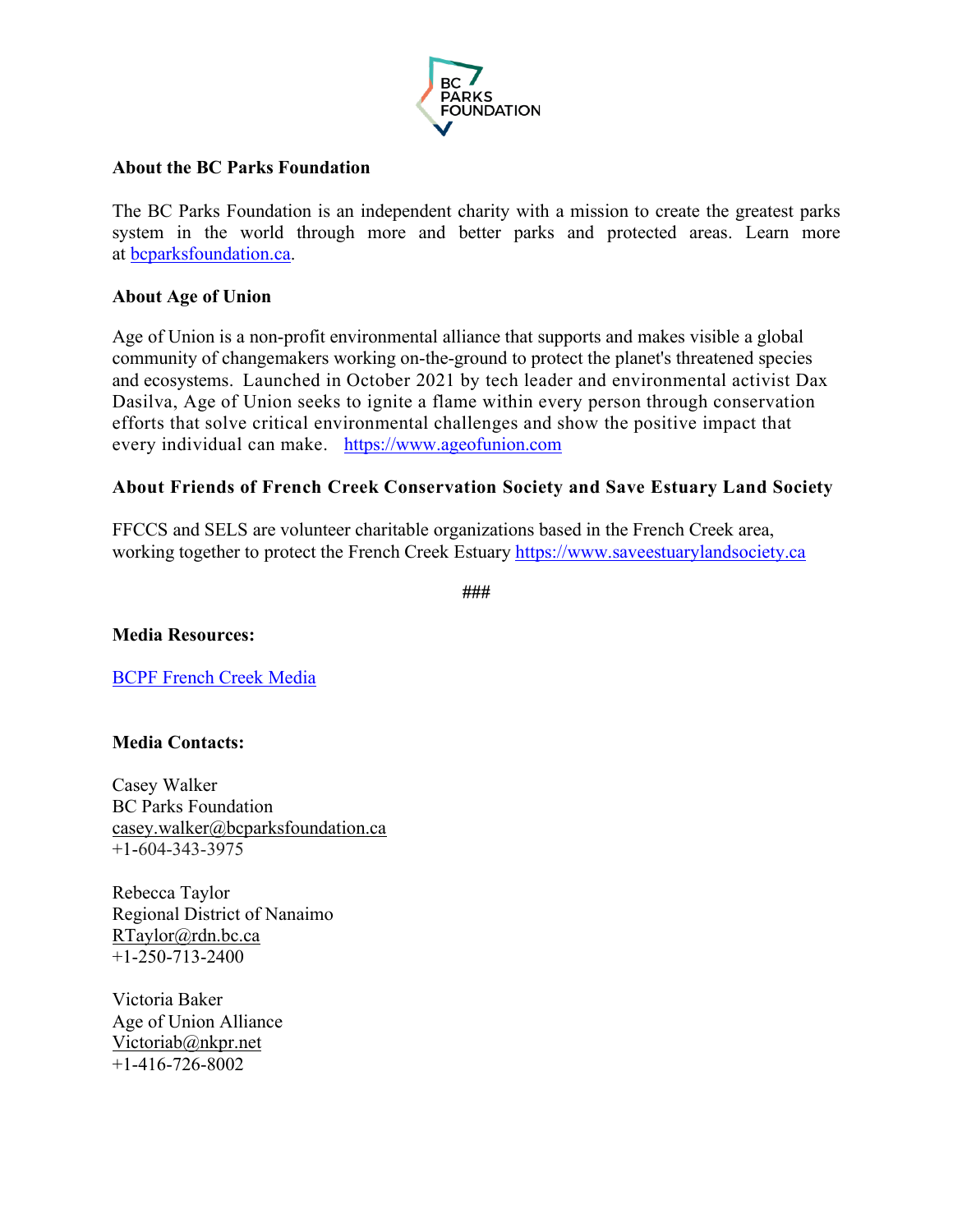**About the BC Parks Foundation**

The BC Parks Foundation is an independent charity with a mission to create the greatest parks system in the world through more and better parks and protected areas. Learn more at [bcparksfoundation.ca](bcparksfoundation.ca).

**About Age of Union**

Age of Union is a non-profit environmental alliance that supports and makes visible a global community of changemakers working on-the-ground to protect the planet's threatened species and ecosystems. Launched in October 2021 by tech leader and environmental activist Dax Dasilva, Age of Union seeks to ignite a flame within every person through conservation efforts that solve critical environmental challenges and show the positive impact that every individual can make. https://www.ageofunion.com

**About Friends of French Creek Conservation Society and Save Estuary Land Society**

FFCCS and SELS are volunteer charitable organizations based in the French Creek area, working together to protect the French Creek Estuary https://www.saveestuarylandsociety.ca

###

**Media Resources:**

BCPF French Creek Media

**Media Contacts:**

Casey Walker
BC Parks Foundation
casey.walker@bcparksfoundation.ca
+1-604-343-3975

Rebecca Taylor
Regional District of Nanaimo
RTaylor@rdn.bc.ca
+1-250-713-2400

Victoria Baker
Age of Union Alliance
Victoriab@nkpr.net
+1-416-726-8002